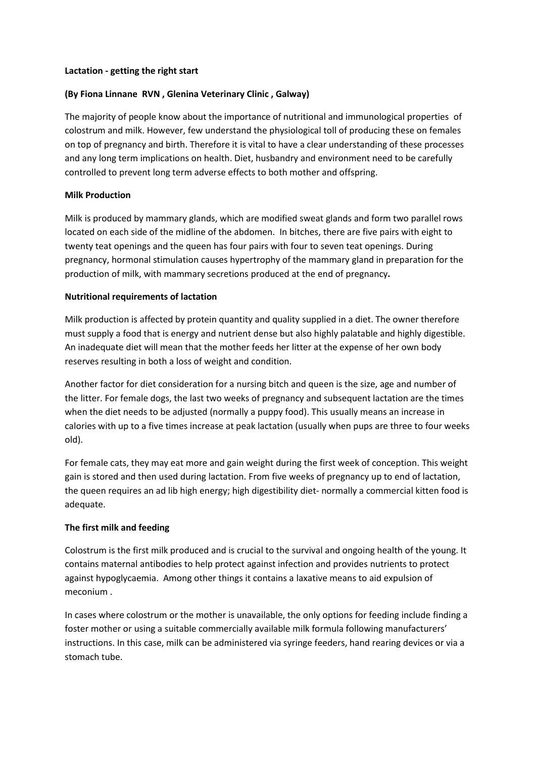**Lactation - getting the right start**

**(By Fiona Linnane RVN , Glenina Veterinary Clinic , Galway)**

The majority of people know about the importance of nutritional and immunological properties of colostrum and milk. However, few understand the physiological toll of producing these on females on top of pregnancy and birth. Therefore it is vital to have a clear understanding of these processes and any long term implications on health. Diet, husbandry and environment need to be carefully controlled to prevent long term adverse effects to both mother and offspring.

**Milk Production**

Milk is produced by mammary glands, which are modified sweat glands and form two parallel rows located on each side of the midline of the abdomen. In bitches, there are five pairs with eight to twenty teat openings and the queen has four pairs with four to seven teat openings. During pregnancy, hormonal stimulation causes hypertrophy of the mammary gland in preparation for the production of milk, with mammary secretions produced at the end of pregnancy**.**

**Nutritional requirements of lactation**

Milk production is affected by protein quantity and quality supplied in a diet. The owner therefore must supply a food that is energy and nutrient dense but also highly palatable and highly digestible. An inadequate diet will mean that the mother feeds her litter at the expense of her own body reserves resulting in both a loss of weight and condition.

Another factor for diet consideration for a nursing bitch and queen is the size, age and number of the litter. For female dogs, the last two weeks of pregnancy and subsequent lactation are the times when the diet needs to be adjusted (normally a puppy food). This usually means an increase in calories with up to a five times increase at peak lactation (usually when pups are three to four weeks old).

For female cats, they may eat more and gain weight during the first week of conception. This weight gain is stored and then used during lactation. From five weeks of pregnancy up to end of lactation, the queen requires an ad lib high energy; high digestibility diet- normally a commercial kitten food is adequate.

**The first milk and feeding**

Colostrum is the first milk produced and is crucial to the survival and ongoing health of the young. It contains maternal antibodies to help protect against infection and provides nutrients to protect against hypoglycaemia. Among other things it contains a laxative means to aid expulsion of meconium .

In cases where colostrum or the mother is unavailable, the only options for feeding include finding a foster mother or using a suitable commercially available milk formula following manufacturers' instructions. In this case, milk can be administered via syringe feeders, hand rearing devices or via a stomach tube.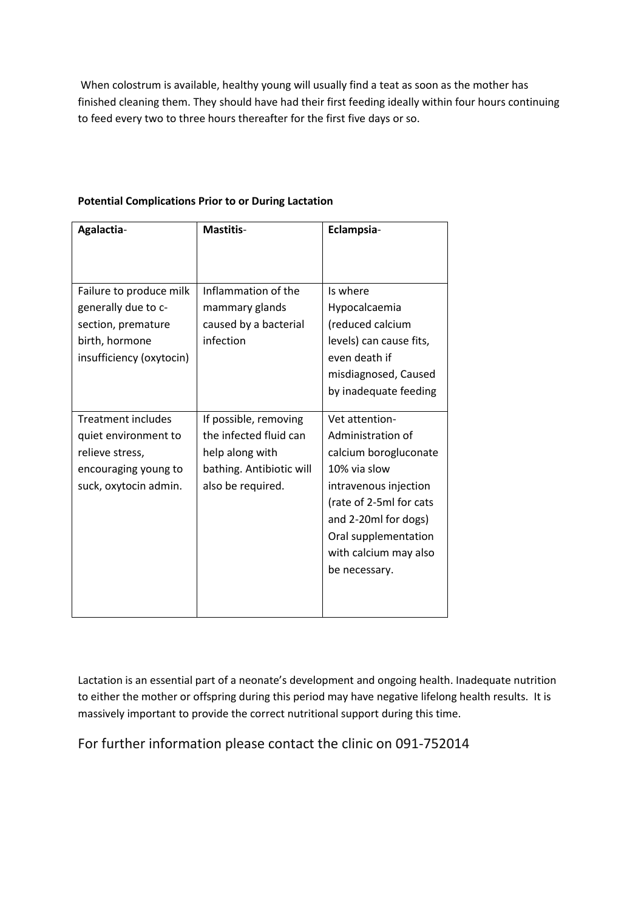When colostrum is available, healthy young will usually find a teat as soon as the mother has finished cleaning them. They should have had their first feeding ideally within four hours continuing to feed every two to three hours thereafter for the first five days or so.

**Potential Complications Prior to or During Lactation**

| **Agalactia**- | **Mastitis**- | **Eclampsia**- |
|---|---|---|
| Failure to produce milk generally due to c-section, premature birth, hormone insufficiency (oxytocin) | Inflammation of the mammary glands caused by a bacterial infection | Is where Hypocalcaemia (reduced calcium levels) can cause fits, even death if misdiagnosed, Caused by inadequate feeding |
| Treatment includes quiet environment to relieve stress, encouraging young to suck, oxytocin admin. | If possible, removing the infected fluid can help along with bathing. Antibiotic will also be required. | Vet attention- Administration of calcium borogluconate 10% via slow intravenous injection (rate of 2-5ml for cats and 2-20ml for dogs) Oral supplementation with calcium may also be necessary. |

Lactation is an essential part of a neonate's development and ongoing health. Inadequate nutrition to either the mother or offspring during this period may have negative lifelong health results. It is massively important to provide the correct nutritional support during this time.

For further information please contact the clinic on 091-752014